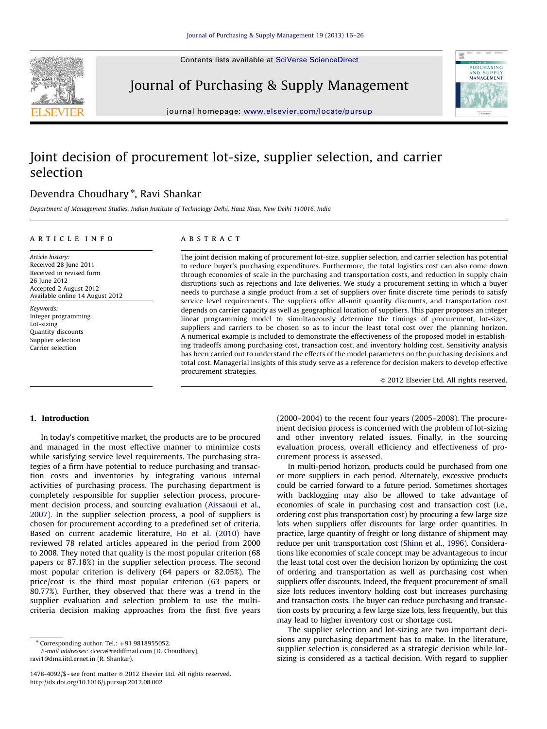# Joint decision of procurement lot-size, supplier selection, and carrier selection

Devendra Choudhary *, Ravi Shankar

*Department of Management Studies, Indian Institute of Technology Delhi, Hauz Khas, New Delhi 110016, India*

## ARTICLE INFO

*Article history:*
Received 28 June 2011
Received in revised form
26 June 2012
Accepted 2 August 2012
Available online 14 August 2012

*Keywords:*
Integer programming
Lot-sizing
Quantity discounts
Supplier selection
Carrier selection

## ABSTRACT

The joint decision making of procurement lot-size, supplier selection, and carrier selection has potential to reduce buyer's purchasing expenditures. Furthermore, the total logistics cost can also come down through economies of scale in the purchasing and transportation costs, and reduction in supply chain disruptions such as rejections and late deliveries. We study a procurement setting in which a buyer needs to purchase a single product from a set of suppliers over finite discrete time periods to satisfy service level requirements. The suppliers offer all-unit quantity discounts, and transportation cost depends on carrier capacity as well as geographical location of suppliers. This paper proposes an integer linear programming model to simultaneously determine the timings of procurement, lot-sizes, suppliers and carriers to be chosen so as to incur the least total cost over the planning horizon. A numerical example is included to demonstrate the effectiveness of the proposed model in establishing tradeoffs among purchasing cost, transaction cost, and inventory holding cost. Sensitivity analysis has been carried out to understand the effects of the model parameters on the purchasing decisions and total cost. Managerial insights of this study serve as a reference for decision makers to develop effective procurement strategies.

© 2012 Elsevier Ltd. All rights reserved.

## 1. Introduction

In today's competitive market, the products are to be procured and managed in the most effective manner to minimize costs while satisfying service level requirements. The purchasing strategies of a firm have potential to reduce purchasing and transaction costs and inventories by integrating various internal activities of purchasing process. The purchasing department is completely responsible for supplier selection process, procurement decision process, and sourcing evaluation (Aissaoui et al., 2007). In the supplier selection process, a pool of suppliers is chosen for procurement according to a predefined set of criteria. Based on current academic literature, Ho et al. (2010) have reviewed 78 related articles appeared in the period from 2000 to 2008. They noted that quality is the most popular criterion (68 papers or 87.18%) in the supplier selection process. The second most popular criterion is delivery (64 papers or 82.05%). The price/cost is the third most popular criterion (63 papers or 80.77%). Further, they observed that there was a trend in the supplier evaluation and selection problem to use the multi-criteria decision making approaches from the first five years (2000–2004) to the recent four years (2005–2008). The procurement decision process is concerned with the problem of lot-sizing and other inventory related issues. Finally, in the sourcing evaluation process, overall efficiency and effectiveness of procurement process is assessed.

In multi-period horizon, products could be purchased from one or more suppliers in each period. Alternately, excessive products could be carried forward to a future period. Sometimes shortages with backlogging may also be allowed to take advantage of economies of scale in purchasing cost and transaction cost (i.e., ordering cost plus transportation cost) by procuring a few large size lots when suppliers offer discounts for large order quantities. In practice, large quantity of freight or long distance of shipment may reduce per unit transportation cost (Shinn et al., 1996). Considerations like economies of scale concept may be advantageous to incur the least total cost over the decision horizon by optimizing the cost of ordering and transportation as well as purchasing cost when suppliers offer discounts. Indeed, the frequent procurement of small size lots reduces inventory holding cost but increases purchasing and transaction costs. The buyer can reduce purchasing and transaction costs by procuring a few large size lots, less frequently, but this may lead to higher inventory cost or shortage cost.

The supplier selection and lot-sizing are two important decisions any purchasing department has to make. In the literature, supplier selection is considered as a strategic decision while lot-sizing is considered as a tactical decision. With regard to supplier

* Corresponding author. Tel.: +91 9818955052.
*E-mail addresses:* dceca@rediffmail.com (D. Choudhary), ravi1@dms.iitd.ernet.in (R. Shankar).

1478-4092/$ - see front matter © 2012 Elsevier Ltd. All rights reserved.
http://dx.doi.org/10.1016/j.pursup.2012.08.002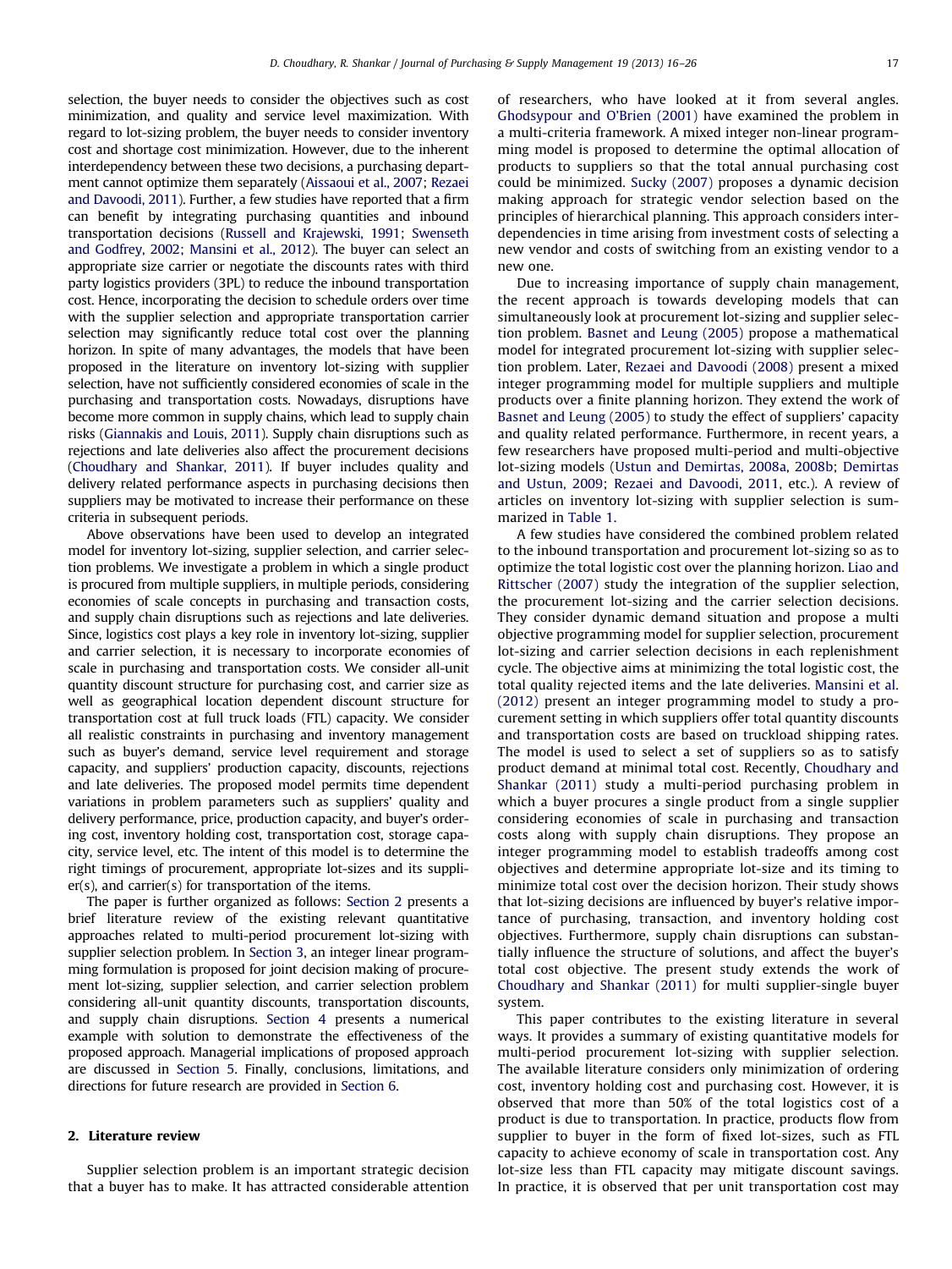selection, the buyer needs to consider the objectives such as cost minimization, and quality and service level maximization. With regard to lot-sizing problem, the buyer needs to consider inventory cost and shortage cost minimization. However, due to the inherent interdependency between these two decisions, a purchasing department cannot optimize them separately (Aissaoui et al., 2007; Rezaei and Davoodi, 2011). Further, a few studies have reported that a firm can benefit by integrating purchasing quantities and inbound transportation decisions (Russell and Krajewski, 1991; Swenseth and Godfrey, 2002; Mansini et al., 2012). The buyer can select an appropriate size carrier or negotiate the discounts rates with third party logistics providers (3PL) to reduce the inbound transportation cost. Hence, incorporating the decision to schedule orders over time with the supplier selection and appropriate transportation carrier selection may significantly reduce total cost over the planning horizon. In spite of many advantages, the models that have been proposed in the literature on inventory lot-sizing with supplier selection, have not sufficiently considered economies of scale in the purchasing and transportation costs. Nowadays, disruptions have become more common in supply chains, which lead to supply chain risks (Giannakis and Louis, 2011). Supply chain disruptions such as rejections and late deliveries also affect the procurement decisions (Choudhary and Shankar, 2011). If buyer includes quality and delivery related performance aspects in purchasing decisions then suppliers may be motivated to increase their performance on these criteria in subsequent periods.

Above observations have been used to develop an integrated model for inventory lot-sizing, supplier selection, and carrier selection problems. We investigate a problem in which a single product is procured from multiple suppliers, in multiple periods, considering economies of scale concepts in purchasing and transaction costs, and supply chain disruptions such as rejections and late deliveries. Since, logistics cost plays a key role in inventory lot-sizing, supplier and carrier selection, it is necessary to incorporate economies of scale in purchasing and transportation costs. We consider all-unit quantity discount structure for purchasing cost, and carrier size as well as geographical location dependent discount structure for transportation cost at full truck loads (FTL) capacity. We consider all realistic constraints in purchasing and inventory management such as buyer's demand, service level requirement and storage capacity, and suppliers' production capacity, discounts, rejections and late deliveries. The proposed model permits time dependent variations in problem parameters such as suppliers' quality and delivery performance, price, production capacity, and buyer's ordering cost, inventory holding cost, transportation cost, storage capacity, service level, etc. The intent of this model is to determine the right timings of procurement, appropriate lot-sizes and its supplier(s), and carrier(s) for transportation of the items.

The paper is further organized as follows: Section 2 presents a brief literature review of the existing relevant quantitative approaches related to multi-period procurement lot-sizing with supplier selection problem. In Section 3, an integer linear programming formulation is proposed for joint decision making of procurement lot-sizing, supplier selection, and carrier selection problem considering all-unit quantity discounts, transportation discounts, and supply chain disruptions. Section 4 presents a numerical example with solution to demonstrate the effectiveness of the proposed approach. Managerial implications of proposed approach are discussed in Section 5. Finally, conclusions, limitations, and directions for future research are provided in Section 6.

## 2. Literature review

Supplier selection problem is an important strategic decision that a buyer has to make. It has attracted considerable attention of researchers, who have looked at it from several angles. Ghodsypour and O'Brien (2001) have examined the problem in a multi-criteria framework. A mixed integer non-linear programming model is proposed to determine the optimal allocation of products to suppliers so that the total annual purchasing cost could be minimized. Sucky (2007) proposes a dynamic decision making approach for strategic vendor selection based on the principles of hierarchical planning. This approach considers interdependencies in time arising from investment costs of selecting a new vendor and costs of switching from an existing vendor to a new one.

Due to increasing importance of supply chain management, the recent approach is towards developing models that can simultaneously look at procurement lot-sizing and supplier selection problem. Basnet and Leung (2005) propose a mathematical model for integrated procurement lot-sizing with supplier selection problem. Later, Rezaei and Davoodi (2008) present a mixed integer programming model for multiple suppliers and multiple products over a finite planning horizon. They extend the work of Basnet and Leung (2005) to study the effect of suppliers' capacity and quality related performance. Furthermore, in recent years, a few researchers have proposed multi-period and multi-objective lot-sizing models (Ustun and Demirtas, 2008a, 2008b; Demirtas and Ustun, 2009; Rezaei and Davoodi, 2011, etc.). A review of articles on inventory lot-sizing with supplier selection is summarized in Table 1.

A few studies have considered the combined problem related to the inbound transportation and procurement lot-sizing so as to optimize the total logistic cost over the planning horizon. Liao and Rittscher (2007) study the integration of the supplier selection, the procurement lot-sizing and the carrier selection decisions. They consider dynamic demand situation and propose a multi objective programming model for supplier selection, procurement lot-sizing and carrier selection decisions in each replenishment cycle. The objective aims at minimizing the total logistic cost, the total quality rejected items and the late deliveries. Mansini et al. (2012) present an integer programming model to study a procurement setting in which suppliers offer total quantity discounts and transportation costs are based on truckload shipping rates. The model is used to select a set of suppliers so as to satisfy product demand at minimal total cost. Recently, Choudhary and Shankar (2011) study a multi-period purchasing problem in which a buyer procures a single product from a single supplier considering economies of scale in purchasing and transaction costs along with supply chain disruptions. They propose an integer programming model to establish tradeoffs among cost objectives and determine appropriate lot-size and its timing to minimize total cost over the decision horizon. Their study shows that lot-sizing decisions are influenced by buyer's relative importance of purchasing, transaction, and inventory holding cost objectives. Furthermore, supply chain disruptions can substantially influence the structure of solutions, and affect the buyer's total cost objective. The present study extends the work of Choudhary and Shankar (2011) for multi supplier-single buyer system.

This paper contributes to the existing literature in several ways. It provides a summary of existing quantitative models for multi-period procurement lot-sizing with supplier selection. The available literature considers only minimization of ordering cost, inventory holding cost and purchasing cost. However, it is observed that more than 50% of the total logistics cost of a product is due to transportation. In practice, products flow from supplier to buyer in the form of fixed lot-sizes, such as FTL capacity to achieve economy of scale in transportation cost. Any lot-size less than FTL capacity may mitigate discount savings. In practice, it is observed that per unit transportation cost may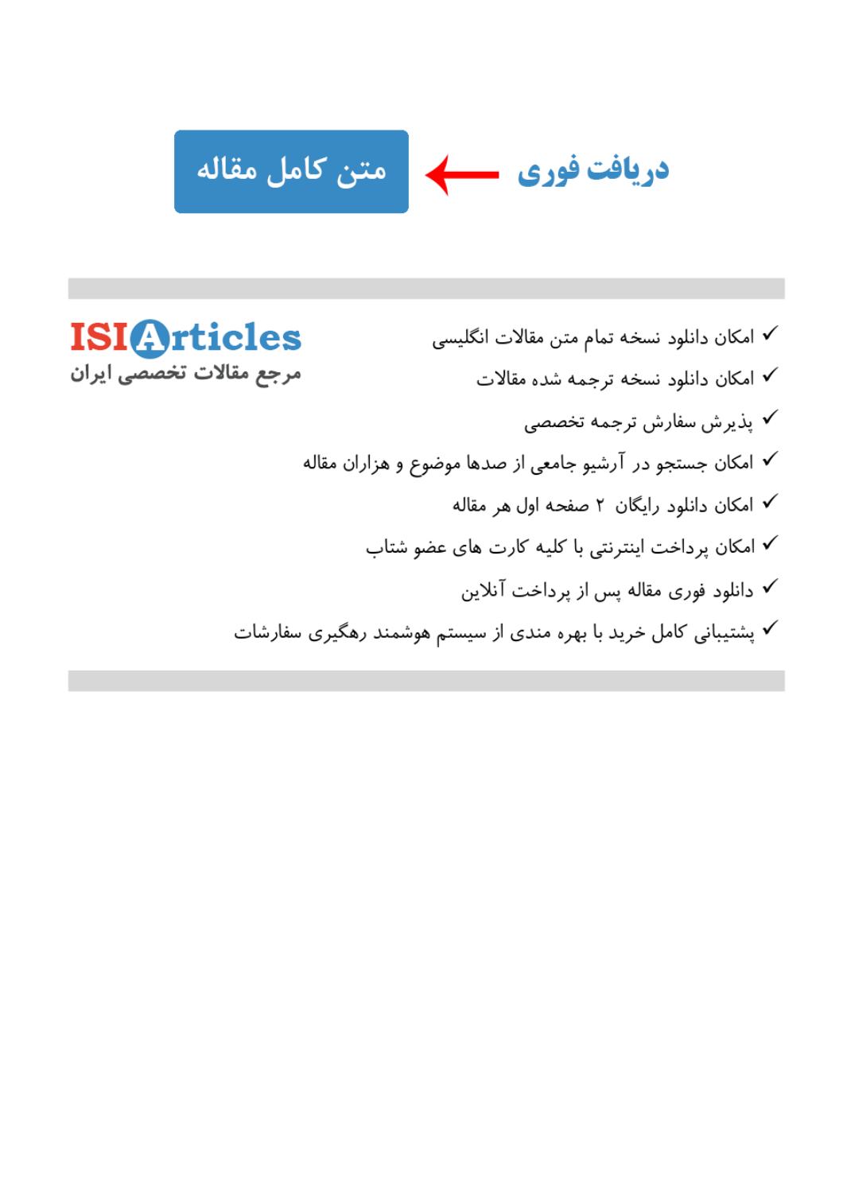**متن کامل مقاله** ← **دریافت فوری**

**ISIArticles**
مرجع مقالات تخصصی ایران

- ✓ امکان دانلود نسخه تمام متن مقالات انگلیسی
- ✓ امکان دانلود نسخه ترجمه شده مقالات
- ✓ پذیرش سفارش ترجمه تخصصی
- ✓ امکان جستجو در آرشیو جامعی از صدها موضوع و هزاران مقاله
- ✓ امکان دانلود رایگان ۲ صفحه اول هر مقاله
- ✓ امکان پرداخت اینترنتی با کلیه کارت های عضو شتاب
- ✓ دانلود فوری مقاله پس از پرداخت آنلاین
- ✓ پشتیبانی کامل خرید با بهره مندی از سیستم هوشمند رهگیری سفارشات